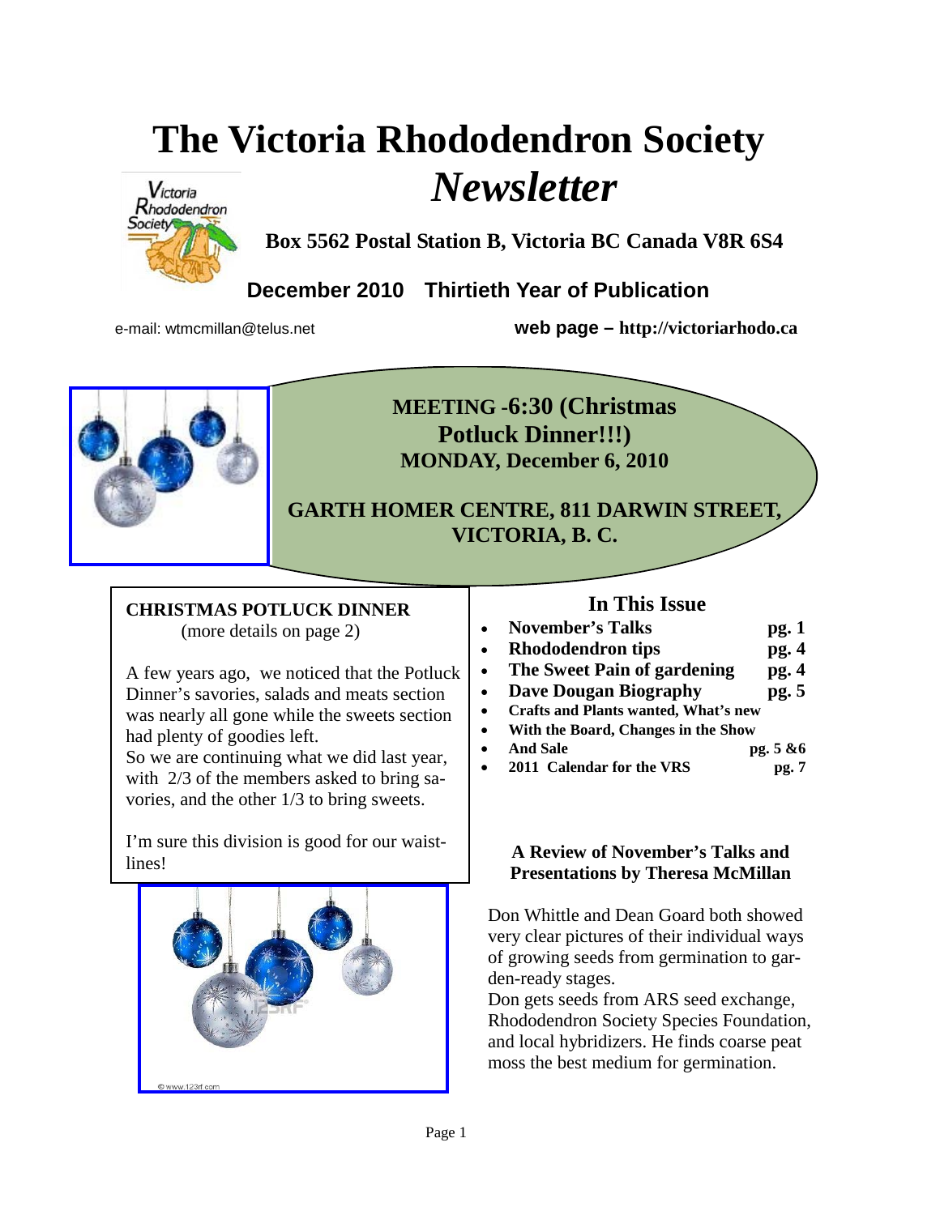# The Victoria Rhododendron Society *Newsletter*

**Box 5562 Postal Station B, Victoria BC Canada V8R 6S4**

**December 2010 Thirtieth Year of Publication**

e-mail: wtmcmillan@telus.net

**web page – http://victoriarhodo.ca**

**MEETING -6:30 (Christmas Potluck Dinner!!!)**
**MONDAY, December 6, 2010**

**GARTH HOMER CENTRE, 811 DARWIN STREET, VICTORIA, B. C.**

**CHRISTMAS POTLUCK DINNER**
(more details on page 2)

A few years ago, we noticed that the Potluck Dinner's savories, salads and meats section was nearly all gone while the sweets section had plenty of goodies left.
So we are continuing what we did last year, with 2/3 of the members asked to bring savories, and the other 1/3 to bring sweets.

I'm sure this division is good for our waistlines!

## In This Issue

- **November's Talks** pg. 1
- **Rhododendron tips** pg. 4
- **The Sweet Pain of gardening** pg. 4
- **Dave Dougan Biography** pg. 5
- **Crafts and Plants wanted, What's new**
- **With the Board, Changes in the Show**
- **And Sale** pg. 5 &6
- **2011 Calendar for the VRS** pg. 7

**A Review of November's Talks and Presentations by Theresa McMillan**

Don Whittle and Dean Goard both showed very clear pictures of their individual ways of growing seeds from germination to garden-ready stages.
Don gets seeds from ARS seed exchange, Rhododendron Society Species Foundation, and local hybridizers. He finds coarse peat moss the best medium for germination.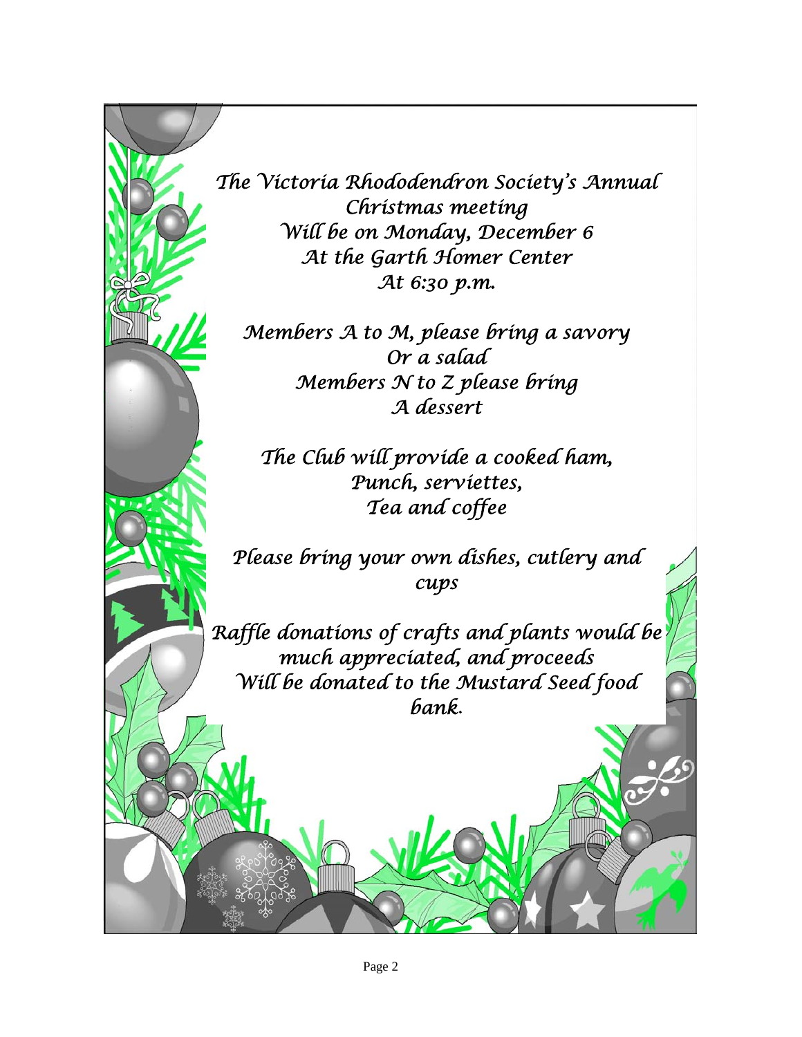*The Victoria Rhododendron Society's Annual Christmas meeting
Will be on Monday, December 6
At the Garth Homer Center
At 6:30 p.m.*

*Members A to M, please bring a savory
Or a salad
Members N to Z please bring
A dessert*

*The Club will provide a cooked ham,
Punch, serviettes,
Tea and coffee*

*Please bring your own dishes, cutlery and cups*

*Raffle donations of crafts and plants would be much appreciated, and proceeds
Will be donated to the Mustard Seed food bank.*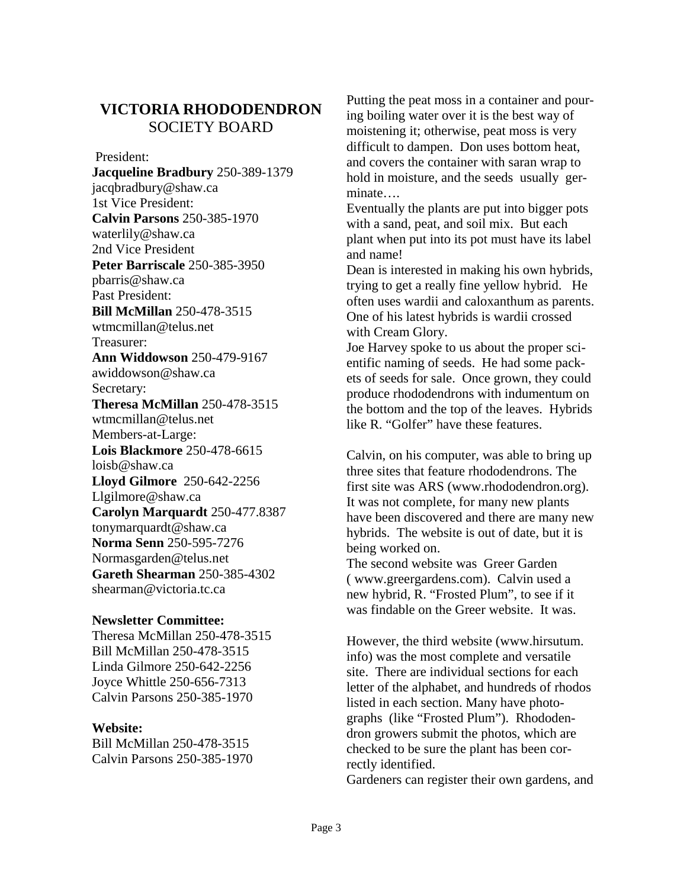## VICTORIA RHODODENDRON SOCIETY BOARD

President:
**Jacqueline Bradbury** 250-389-1379
jacqbradbury@shaw.ca
1st Vice President:
**Calvin Parsons** 250-385-1970
waterlily@shaw.ca
2nd Vice President
**Peter Barriscale** 250-385-3950
pbarris@shaw.ca
Past President:
**Bill McMillan** 250-478-3515
wtmcmillan@telus.net
Treasurer:
**Ann Widdowson** 250-479-9167
awiddowson@shaw.ca
Secretary:
**Theresa McMillan** 250-478-3515
wtmcmillan@telus.net
Members-at-Large:
**Lois Blackmore** 250-478-6615
loisb@shaw.ca
**Lloyd Gilmore** 250-642-2256
Llgilmore@shaw.ca
**Carolyn Marquardt** 250-477.8387
tonymarquardt@shaw.ca
**Norma Senn** 250-595-7276
Normasgarden@telus.net
**Gareth Shearman** 250-385-4302
shearman@victoria.tc.ca

**Newsletter Committee:**
Theresa McMillan 250-478-3515
Bill McMillan 250-478-3515
Linda Gilmore 250-642-2256
Joyce Whittle 250-656-7313
Calvin Parsons 250-385-1970

**Website:**
Bill McMillan 250-478-3515
Calvin Parsons 250-385-1970

Putting the peat moss in a container and pouring boiling water over it is the best way of moistening it; otherwise, peat moss is very difficult to dampen. Don uses bottom heat, and covers the container with saran wrap to hold in moisture, and the seeds usually germinate….

Eventually the plants are put into bigger pots with a sand, peat, and soil mix. But each plant when put into its pot must have its label and name!

Dean is interested in making his own hybrids, trying to get a really fine yellow hybrid. He often uses wardii and caloxanthum as parents. One of his latest hybrids is wardii crossed with Cream Glory.

Joe Harvey spoke to us about the proper scientific naming of seeds. He had some packets of seeds for sale. Once grown, they could produce rhododendrons with indumentum on the bottom and the top of the leaves. Hybrids like R. "Golfer" have these features.

Calvin, on his computer, was able to bring up three sites that feature rhododendrons. The first site was ARS (www.rhododendron.org). It was not complete, for many new plants have been discovered and there are many new hybrids. The website is out of date, but it is being worked on.

The second website was Greer Garden ( www.greergardens.com). Calvin used a new hybrid, R. "Frosted Plum", to see if it was findable on the Greer website. It was.

However, the third website (www.hirsutum.info) was the most complete and versatile site. There are individual sections for each letter of the alphabet, and hundreds of rhodos listed in each section. Many have photographs (like "Frosted Plum"). Rhododendron growers submit the photos, which are checked to be sure the plant has been correctly identified.

Gardeners can register their own gardens, and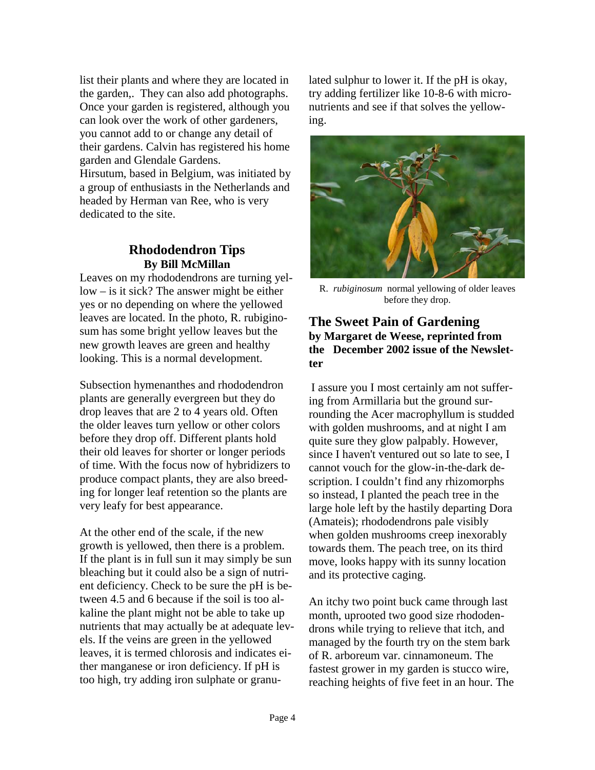list their plants and where they are located in the garden,. They can also add photographs. Once your garden is registered, although you can look over the work of other gardeners, you cannot add to or change any detail of their gardens. Calvin has registered his home garden and Glendale Gardens.
Hirsutum, based in Belgium, was initiated by a group of enthusiasts in the Netherlands and headed by Herman van Ree, who is very dedicated to the site.

## Rhododendron Tips
**By Bill McMillan**

Leaves on my rhododendrons are turning yellow – is it sick? The answer might be either yes or no depending on where the yellowed leaves are located. In the photo, R. rubiginosum has some bright yellow leaves but the new growth leaves are green and healthy looking. This is a normal development.

Subsection hymenanthes and rhododendron plants are generally evergreen but they do drop leaves that are 2 to 4 years old. Often the older leaves turn yellow or other colors before they drop off. Different plants hold their old leaves for shorter or longer periods of time. With the focus now of hybridizers to produce compact plants, they are also breeding for longer leaf retention so the plants are very leafy for best appearance.

At the other end of the scale, if the new growth is yellowed, then there is a problem. If the plant is in full sun it may simply be sun bleaching but it could also be a sign of nutrient deficiency. Check to be sure the pH is between 4.5 and 6 because if the soil is too alkaline the plant might not be able to take up nutrients that may actually be at adequate levels. If the veins are green in the yellowed leaves, it is termed chlorosis and indicates either manganese or iron deficiency. If pH is too high, try adding iron sulphate or granulated sulphur to lower it. If the pH is okay, try adding fertilizer like 10-8-6 with micronutrients and see if that solves the yellowing.

R. *rubiginosum* normal yellowing of older leaves before they drop.

## The Sweet Pain of Gardening
**by Margaret de Weese, reprinted from the December 2002 issue of the Newsletter**

I assure you I most certainly am not suffering from Armillaria but the ground surrounding the Acer macrophyllum is studded with golden mushrooms, and at night I am quite sure they glow palpably. However, since I haven't ventured out so late to see, I cannot vouch for the glow-in-the-dark description. I couldn't find any rhizomorphs so instead, I planted the peach tree in the large hole left by the hastily departing Dora (Amateis); rhododendrons pale visibly when golden mushrooms creep inexorably towards them. The peach tree, on its third move, looks happy with its sunny location and its protective caging.

An itchy two point buck came through last month, uprooted two good size rhododendrons while trying to relieve that itch, and managed by the fourth try on the stem bark of R. arboreum var. cinnamoneum. The fastest grower in my garden is stucco wire, reaching heights of five feet in an hour. The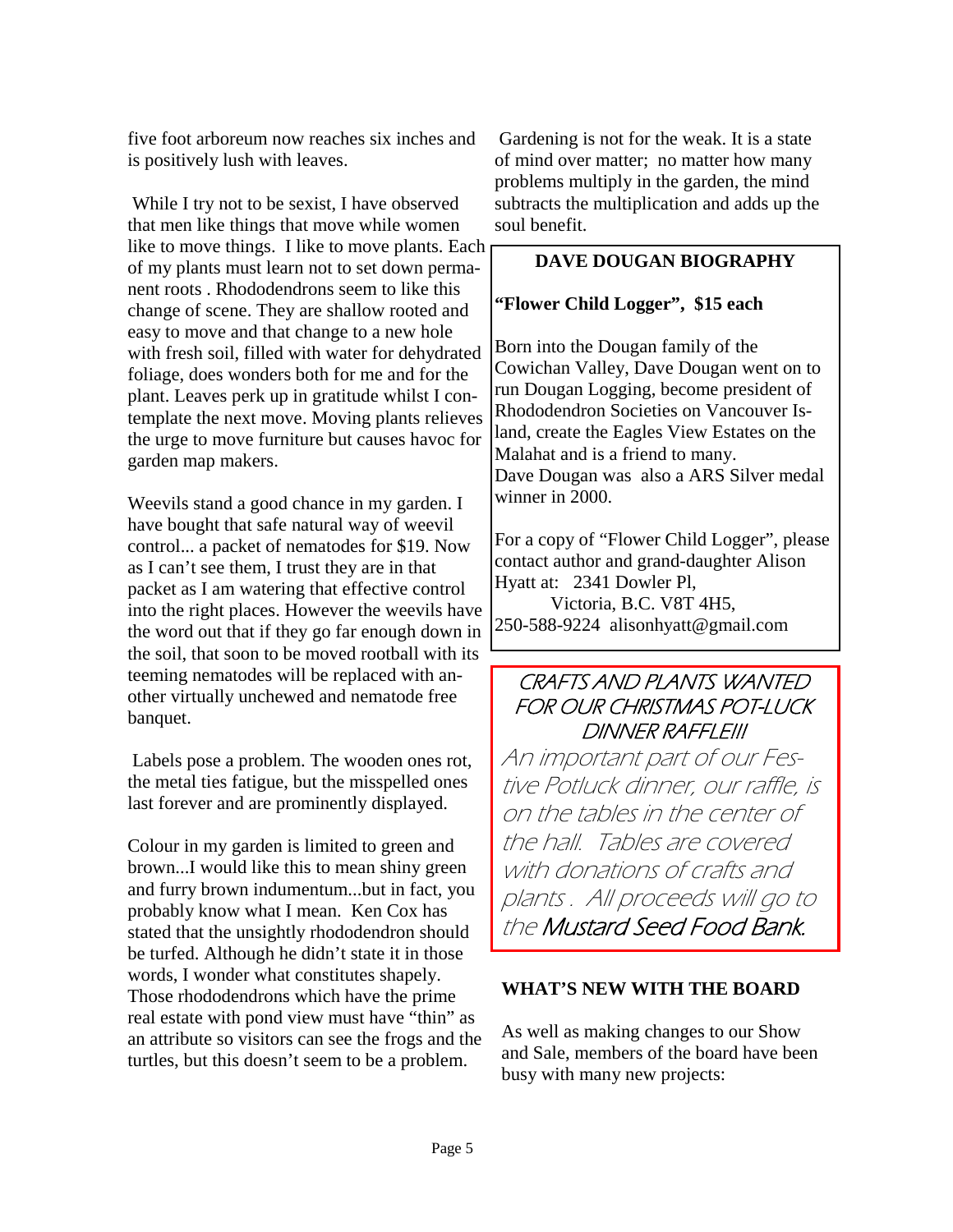five foot arboreum now reaches six inches and is positively lush with leaves.

While I try not to be sexist, I have observed that men like things that move while women like to move things. I like to move plants. Each of my plants must learn not to set down permanent roots . Rhododendrons seem to like this change of scene. They are shallow rooted and easy to move and that change to a new hole with fresh soil, filled with water for dehydrated foliage, does wonders both for me and for the plant. Leaves perk up in gratitude whilst I contemplate the next move. Moving plants relieves the urge to move furniture but causes havoc for garden map makers.

Weevils stand a good chance in my garden. I have bought that safe natural way of weevil control... a packet of nematodes for $19. Now as I can't see them, I trust they are in that packet as I am watering that effective control into the right places. However the weevils have the word out that if they go far enough down in the soil, that soon to be moved rootball with its teeming nematodes will be replaced with another virtually unchewed and nematode free banquet.

Labels pose a problem. The wooden ones rot, the metal ties fatigue, but the misspelled ones last forever and are prominently displayed.

Colour in my garden is limited to green and brown...I would like this to mean shiny green and furry brown indumentum...but in fact, you probably know what I mean. Ken Cox has stated that the unsightly rhododendron should be turfed. Although he didn't state it in those words, I wonder what constitutes shapely. Those rhododendrons which have the prime real estate with pond view must have "thin" as an attribute so visitors can see the frogs and the turtles, but this doesn't seem to be a problem.

Gardening is not for the weak. It is a state of mind over matter; no matter how many problems multiply in the garden, the mind subtracts the multiplication and adds up the soul benefit.

## DAVE DOUGAN BIOGRAPHY

**"Flower Child Logger", $15 each**

Born into the Dougan family of the Cowichan Valley, Dave Dougan went on to run Dougan Logging, become president of Rhododendron Societies on Vancouver Island, create the Eagles View Estates on the Malahat and is a friend to many.
Dave Dougan was also a ARS Silver medal winner in 2000.

For a copy of "Flower Child Logger", please contact author and grand-daughter Alison Hyatt at: 2341 Dowler Pl,
Victoria, B.C. V8T 4H5,
250-588-9224 alisonhyatt@gmail.com

## CRAFTS AND PLANTS WANTED FOR OUR CHRISTMAS POT-LUCK DINNER RAFFLE!!!

An important part of our Festive Potluck dinner, our raffle, is on the tables in the center of the hall. Tables are covered with donations of crafts and plants . All proceeds will go to the **Mustard Seed Food Bank.**

## WHAT'S NEW WITH THE BOARD

As well as making changes to our Show and Sale, members of the board have been busy with many new projects: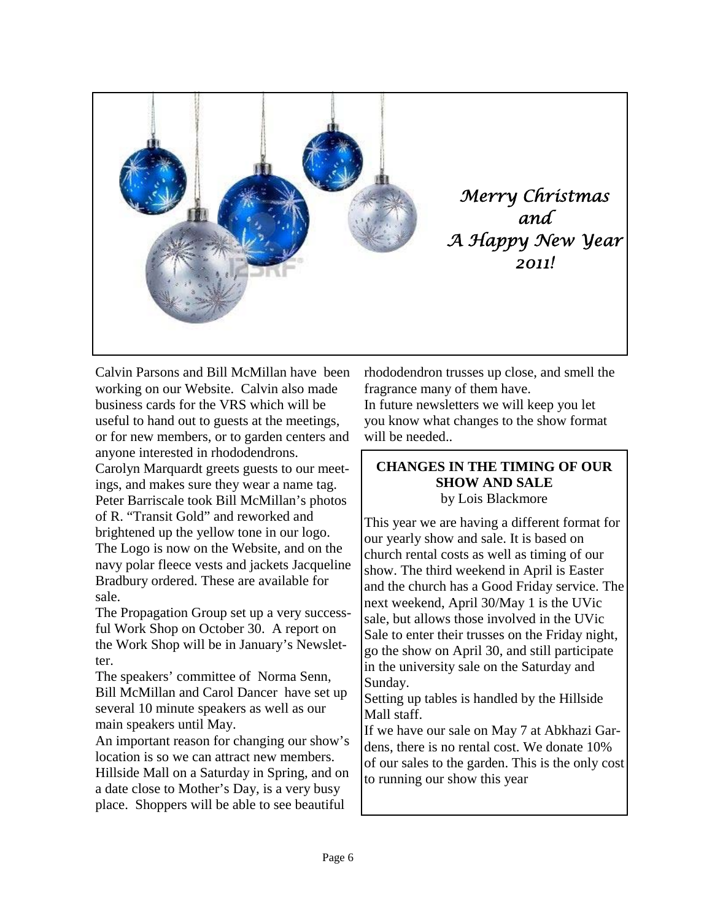*Merry Christmas*
*and*
*A Happy New Year*
*2011!*

Calvin Parsons and Bill McMillan have been working on our Website. Calvin also made business cards for the VRS which will be useful to hand out to guests at the meetings, or for new members, or to garden centers and anyone interested in rhododendrons.

Carolyn Marquardt greets guests to our meetings, and makes sure they wear a name tag.

Peter Barriscale took Bill McMillan's photos of R. "Transit Gold" and reworked and brightened up the yellow tone in our logo. The Logo is now on the Website, and on the navy polar fleece vests and jackets Jacqueline Bradbury ordered. These are available for sale.

The Propagation Group set up a very successful Work Shop on October 30. A report on the Work Shop will be in January's Newsletter.

The speakers' committee of Norma Senn, Bill McMillan and Carol Dancer have set up several 10 minute speakers as well as our main speakers until May.

An important reason for changing our show's location is so we can attract new members. Hillside Mall on a Saturday in Spring, and on a date close to Mother's Day, is a very busy place. Shoppers will be able to see beautiful rhododendron trusses up close, and smell the fragrance many of them have.

In future newsletters we will keep you let you know what changes to the show format will be needed..

## CHANGES IN THE TIMING OF OUR SHOW AND SALE

by Lois Blackmore

This year we are having a different format for our yearly show and sale. It is based on church rental costs as well as timing of our show. The third weekend in April is Easter and the church has a Good Friday service. The next weekend, April 30/May 1 is the UVic sale, but allows those involved in the UVic Sale to enter their trusses on the Friday night, go the show on April 30, and still participate in the university sale on the Saturday and Sunday.

Setting up tables is handled by the Hillside Mall staff.

If we have our sale on May 7 at Abkhazi Gardens, there is no rental cost. We donate 10% of our sales to the garden. This is the only cost to running our show this year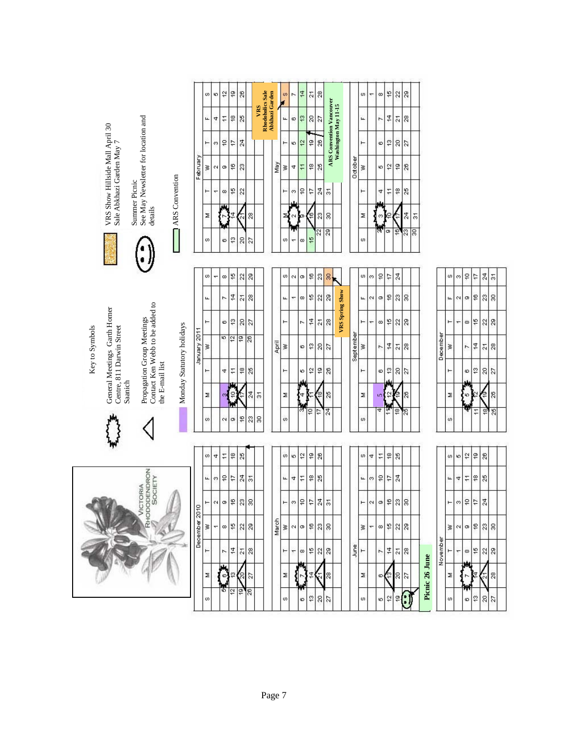VICTORIA RHODODENDRON SOCIETY

# Key to Symbols

- ✹ General Meetings Garth Homer Centre, 811 Darwin Street Saanich
- △ Propagation Group Meetings Contact Ken Webb to be added to the E-mail list
- ▮ (purple) Monday Statutory holidays
- ▮ (orange) VRS Show Hillside Mall April 30 Sale Abkhazi Garden May 7
- ☺ Summer Picnic See May Newsletter for location and details
- ▮ (green) ARS Convention

### December 2010

| S | M | T | W | T | F | S |
|---|---|---|---|---|---|---|
| | | | 1 | 2 | 3 | 4 |
| 5 | 6 ✹ | 7 | 8 | 9 | 10 | 11 |
| 12 | 13 | 14 | 15 | 16 | 17 | 18 |
| 19 | 20 △ | 21 | 22 | 23 | 24 | 25 |
| 26 | 27 | 28 | 29 | 30 | 31 | |

### January 2011

| S | M | T | W | T | F | S |
|---|---|---|---|---|---|---|
| | | | | | | 1 |
| 2 | 3 ▮ | 4 | 5 | 6 | 7 | 8 |
| 9 | 10 ✹ | 11 | 12 | 13 | 14 | 15 |
| 16 | 17 △ | 18 | 19 | 20 | 21 | 22 |
| 23 | 24 | 25 | 26 | 27 | 28 | 29 |
| 30 | 31 | | | | | |

### February

| S | M | T | W | T | F | S |
|---|---|---|---|---|---|---|
| | | 1 | 2 | 3 | 4 | 5 |
| 6 | 7 ✹ | 8 | 9 | 10 | 11 | 12 |
| 13 | 14 | 15 | 16 | 17 | 18 | 19 |
| 20 | 21 △ | 22 | 23 | 24 | 25 | 26 |
| 27 | 28 | | | | | |

### March

| S | M | T | W | T | F | S |
|---|---|---|---|---|---|---|
| | | 1 | 2 | 3 | 4 | 5 |
| 6 | 7 ✹ | 8 | 9 | 10 | 11 | 12 |
| 13 | 14 | 15 | 16 | 17 | 18 | 19 |
| 20 | 21 △ | 22 | 23 | 24 | 25 | 26 |
| 27 | 28 | 29 | 30 | 31 | | |

### April

| S | M | T | W | T | F | S |
|---|---|---|---|---|---|---|
| | | | | | 1 | 2 |
| 3 | 4 ✹ | 5 | 6 | 7 | 8 | 9 |
| 10 | 11 | 12 | 13 | 14 | 15 | 16 |
| 17 | 18 △ | 19 | 20 | 21 | 22 | 23 |
| 24 | 25 | 26 | 27 | 28 | 29 | 30 ▮ |

VRS Spring Show

### May

| S | M | T | W | T | F | S |
|---|---|---|---|---|---|---|
| 1 | 2 ✹ | 3 | 4 | 5 | 6 | 7 ▮ |
| 8 | 9 | 10 | 11 | 12 | 13 | 14 |
| 15 | 16 △ | 17 | 18 | 19 | 20 | 21 |
| 22 | 23 | 24 | 25 | 26 | 27 | 28 |
| 29 | 30 | 31 | | | | |

VRS Rhodoholics Sale Abkhazi Garden

ARS Convention Vancouver Washington May 11-15

### June

| S | M | T | W | T | F | S |
|---|---|---|---|---|---|---|
| | | | 1 | 2 | 3 | 4 |
| 5 | 6 ✹ | 7 | 8 | 9 | 10 | 11 |
| 12 | 13 △ | 14 | 15 | 16 | 17 | 18 |
| 19 | 20 | 21 | 22 | 23 | 24 | 25 |
| 26 ☺ | 27 | 28 | 29 | 30 | | |

Picnic 26 June

### September

| S | M | T | W | T | F | S |
|---|---|---|---|---|---|---|
| | | | | 1 | 2 | 3 |
| 4 | 5 ▮ | 6 | 7 | 8 | 9 | 10 |
| 11 | 12 ✹ | 13 | 14 | 15 | 16 | 17 |
| 18 | 19 △ | 20 | 21 | 22 | 23 | 24 |
| 25 | 26 | 27 | 28 | 29 | 30 | |

### October

| S | M | T | W | T | F | S |
|---|---|---|---|---|---|---|
| | | | | | | 1 |
| 2 | 3 ✹ | 4 | 5 | 6 | 7 | 8 |
| 9 | 10 | 11 | 12 | 13 | 14 | 15 |
| 16 | 17 △ | 18 | 19 | 20 | 21 | 22 |
| 23 | 24 | 25 | 26 | 27 | 28 | 29 |
| 30 | 31 | | | | | |

### November

| S | M | T | W | T | F | S |
|---|---|---|---|---|---|---|
| | | 1 | 2 | 3 | 4 | 5 |
| 6 | 7 ✹ | 8 | 9 | 10 | 11 | 12 |
| 13 | 14 | 15 | 16 | 17 | 18 | 19 |
| 20 | 21 △ | 22 | 23 | 24 | 25 | 26 |
| 27 | 28 | 29 | 30 | | | |

### December

| S | M | T | W | T | F | S |
|---|---|---|---|---|---|---|
| | | | | 1 | 2 | 3 |
| 4 | 5 ✹ | 6 | 7 | 8 | 9 | 10 |
| 11 | 12 | 13 | 14 | 15 | 16 | 17 |
| 18 | 19 △ | 20 | 21 | 22 | 23 | 24 |
| 25 | 26 | 27 | 28 | 29 | 30 | 31 |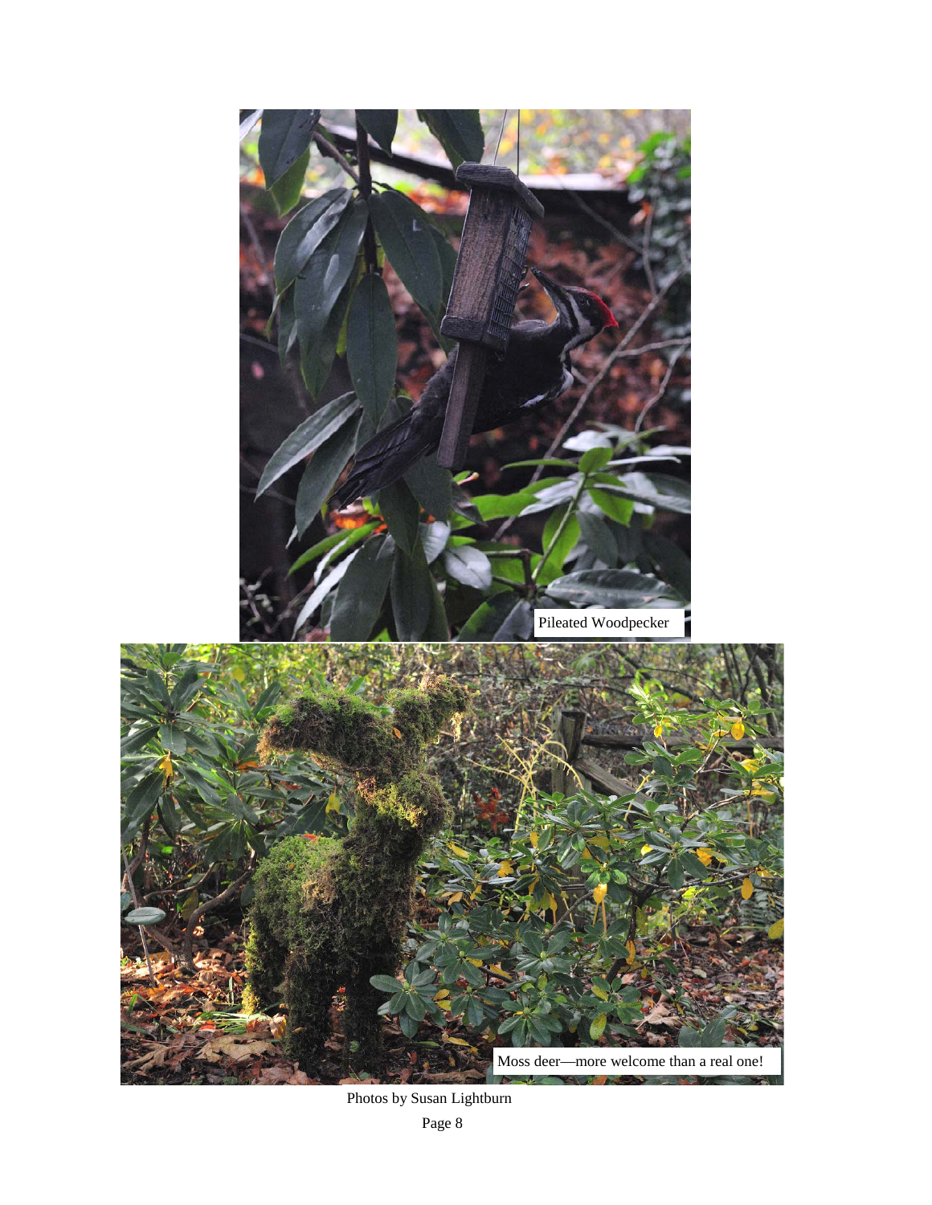Pileated Woodpecker

Moss deer—more welcome than a real one!

Photos by Susan Lightburn